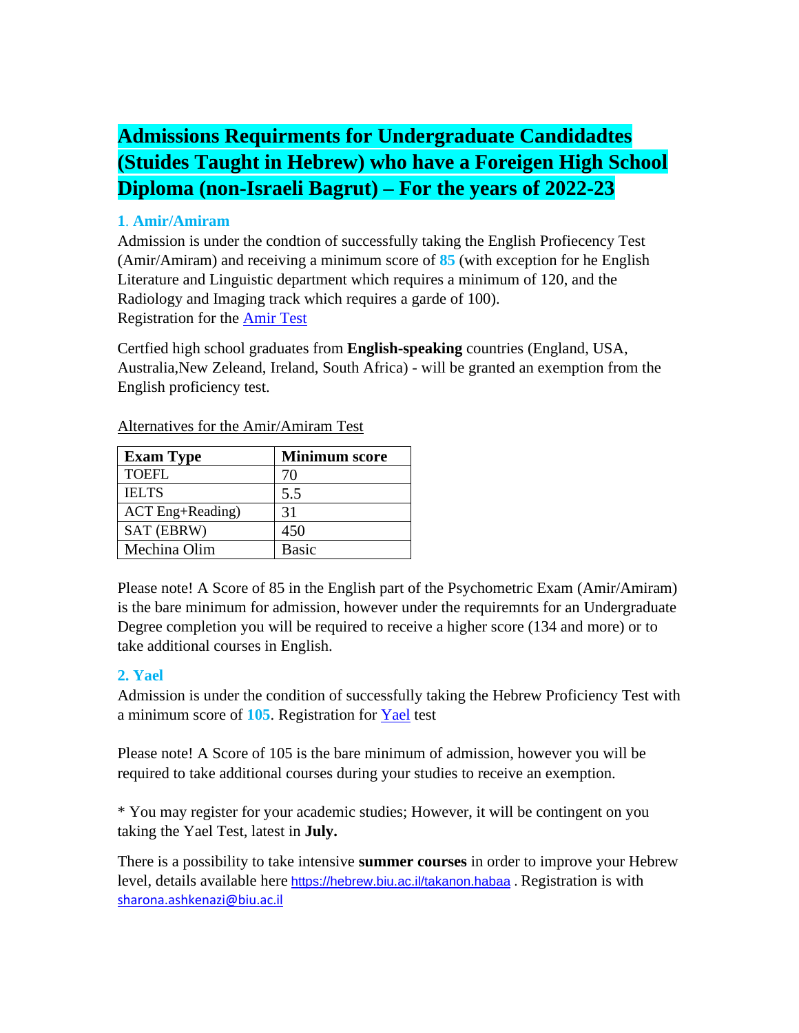# Admissions Requirments for Undergraduate Candidadtes (Stuides Taught in Hebrew) who have a Foreigen High School Diploma (non-Israeli Bagrut) – For the years of 2022-23

### 1. Amir/Amiram

Admission is under the condtion of successfully taking the English Profiecency Test (Amir/Amiram) and receiving a minimum score of **85** (with exception for he English Literature and Linguistic department which requires a minimum of 120, and the Radiology and Imaging track which requires a garde of 100).
Registration for the Amir Test

Certfied high school graduates from **English-speaking** countries (England, USA, Australia,New Zeleand, Ireland, South Africa) - will be granted an exemption from the English proficiency test.

Alternatives for the Amir/Amiram Test

| Exam Type | Minimum score |
|---|---|
| TOEFL | 70 |
| IELTS | 5.5 |
| ACT Eng+Reading) | 31 |
| SAT (EBRW) | 450 |
| Mechina Olim | Basic |

Please note! A Score of 85 in the English part of the Psychometric Exam (Amir/Amiram) is the bare minimum for admission, however under the requiremnts for an Undergraduate Degree completion you will be required to receive a higher score (134 and more) or to take additional courses in English.

### 2. Yael

Admission is under the condition of successfully taking the Hebrew Proficiency Test with a minimum score of **105**. Registration for Yael test

Please note! A Score of 105 is the bare minimum of admission, however you will be required to take additional courses during your studies to receive an exemption.

\* You may register for your academic studies; However, it will be contingent on you taking the Yael Test, latest in **July.**

There is a possibility to take intensive **summer courses** in order to improve your Hebrew level, details available here https://hebrew.biu.ac.il/takanon.habaa . Registration is with sharona.ashkenazi@biu.ac.il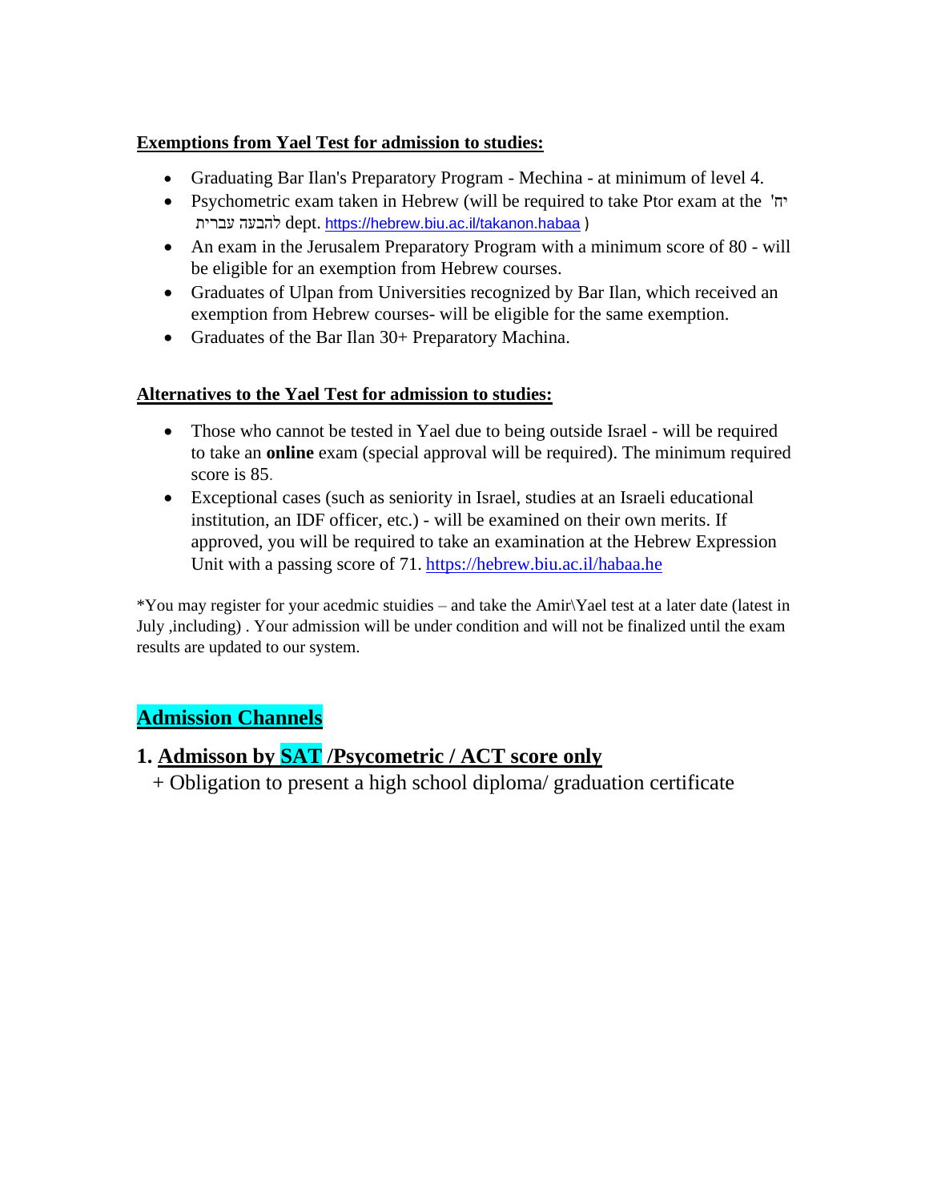**Exemptions from Yael Test for admission to studies:**

- Graduating Bar Ilan's Preparatory Program - Mechina - at minimum of level 4.
- Psychometric exam taken in Hebrew (will be required to take Ptor exam at the 'יח להבעה עברית dept. https://hebrew.biu.ac.il/takanon.habaa )
- An exam in the Jerusalem Preparatory Program with a minimum score of 80 - will be eligible for an exemption from Hebrew courses.
- Graduates of Ulpan from Universities recognized by Bar Ilan, which received an exemption from Hebrew courses- will be eligible for the same exemption.
- Graduates of the Bar Ilan 30+ Preparatory Machina.

**Alternatives to the Yael Test for admission to studies:**

- Those who cannot be tested in Yael due to being outside Israel - will be required to take an **online** exam (special approval will be required). The minimum required score is 85.
- Exceptional cases (such as seniority in Israel, studies at an Israeli educational institution, an IDF officer, etc.) - will be examined on their own merits. If approved, you will be required to take an examination at the Hebrew Expression Unit with a passing score of 71. https://hebrew.biu.ac.il/habaa.he

*You may register for your acedmic stuidies – and take the Amir\Yael test at a later date (latest in July ,including) . Your admission will be under condition and will not be finalized until the exam results are updated to our system.

## Admission Channels

### 1. Admisson by SAT /Psycometric / ACT score only

+ Obligation to present a high school diploma/ graduation certificate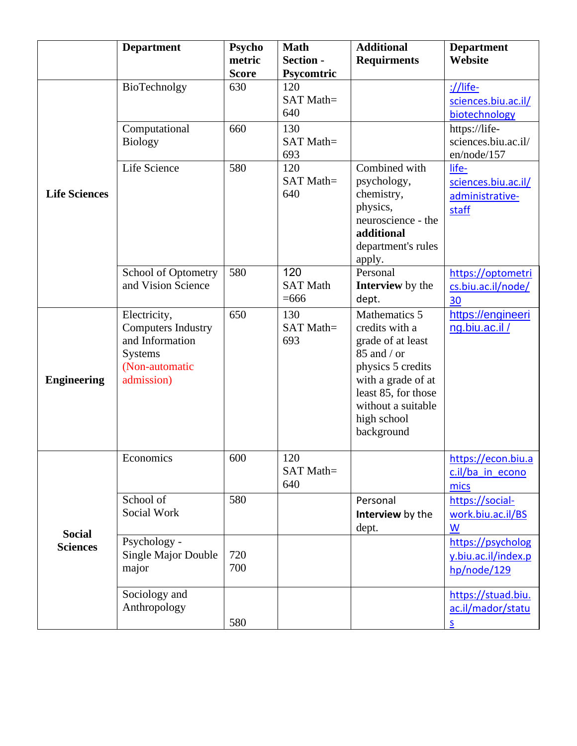| | Department | Psychometric Score | Math Section - Psycomtric | Additional Requirments | Department Website |
|---|---|---|---|---|---|
| **Life Sciences** | BioTechnolgy | 630 | 120 SAT Math= 640 | | ://life-sciences.biu.ac.il/biotechnology |
| | Computational Biology | 660 | 130 SAT Math= 693 | | https://life-sciences.biu.ac.il/en/node/157 |
| | Life Science | 580 | 120 SAT Math= 640 | Combined with psychology, chemistry, physics, neuroscience - the **additional** department's rules apply. | life-sciences.biu.ac.il/administrative-staff |
| | School of Optometry and Vision Science | 580 | 120 SAT Math =666 | Personal **Interview** by the dept. | https://optometrics.biu.ac.il/node/30 |
| **Engineering** | Electricity, Computers Industry and Information Systems (Non-automatic admission) | 650 | 130 SAT Math= 693 | Mathematics 5 credits with a grade of at least 85 and / or physics 5 credits with a grade of at least 85, for those without a suitable high school background | https://engineering.biu.ac.il / |
| **Social Sciences** | Economics | 600 | 120 SAT Math= 640 | | https://econ.biu.ac.il/ba_in_economics |
| | School of Social Work | 580 | | Personal **Interview** by the dept. | https://social-work.biu.ac.il/BSW |
| | Psychology - Single Major Double major | 720 700 | | | https://psychology.biu.ac.il/index.php/node/129 |
| | Sociology and Anthropology | 580 | | | https://stuad.biu.ac.il/mador/status |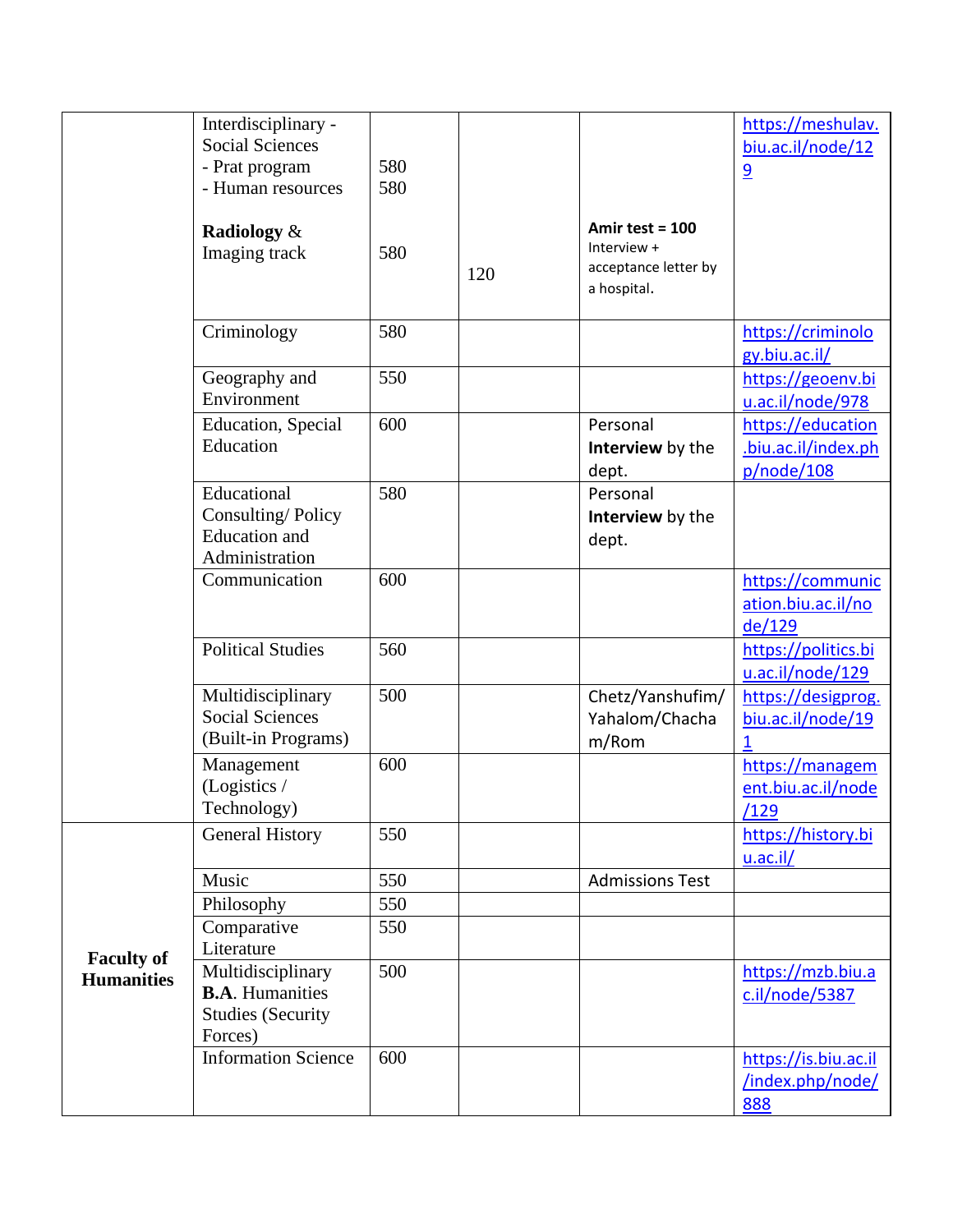| | | | | | |
|---|---|---|---|---|---|
| | Interdisciplinary - Social Sciences<br>- Prat program<br>- Human resources<br><br>**Radiology** & Imaging track | <br><br>580<br>580<br><br>580 | <br><br><br><br><br>120 | <br><br><br><br>**Amir test = 100**<br>Interview + acceptance letter by a hospital. | https://meshulav.biu.ac.il/node/129 |
| | Criminology | 580 | | | https://criminology.biu.ac.il/ |
| | Geography and Environment | 550 | | | https://geoenv.biu.ac.il/node/978 |
| | Education, Special Education | 600 | | Personal **Interview** by the dept. | https://education.biu.ac.il/index.php/node/108 |
| | Educational Consulting/ Policy Education and Administration | 580 | | Personal **Interview** by the dept. | |
| | Communication | 600 | | | https://communication.biu.ac.il/node/129 |
| | Political Studies | 560 | | | https://politics.biu.ac.il/node/129 |
| | Multidisciplinary Social Sciences (Built-in Programs) | 500 | | Chetz/Yanshufim/Yahalom/Chacham/Rom | https://desigprog.biu.ac.il/node/191 |
| | Management (Logistics / Technology) | 600 | | | https://management.biu.ac.il/node/129 |
| **Faculty of Humanities** | General History | 550 | | | https://history.biu.ac.il/ |
| | Music | 550 | | Admissions Test | |
| | Philosophy | 550 | | | |
| | Comparative Literature | 550 | | | |
| | Multidisciplinary **B.A.** Humanities Studies (Security Forces) | 500 | | | https://mzb.biu.ac.il/node/5387 |
| | Information Science | 600 | | | https://is.biu.ac.il/index.php/node/888 |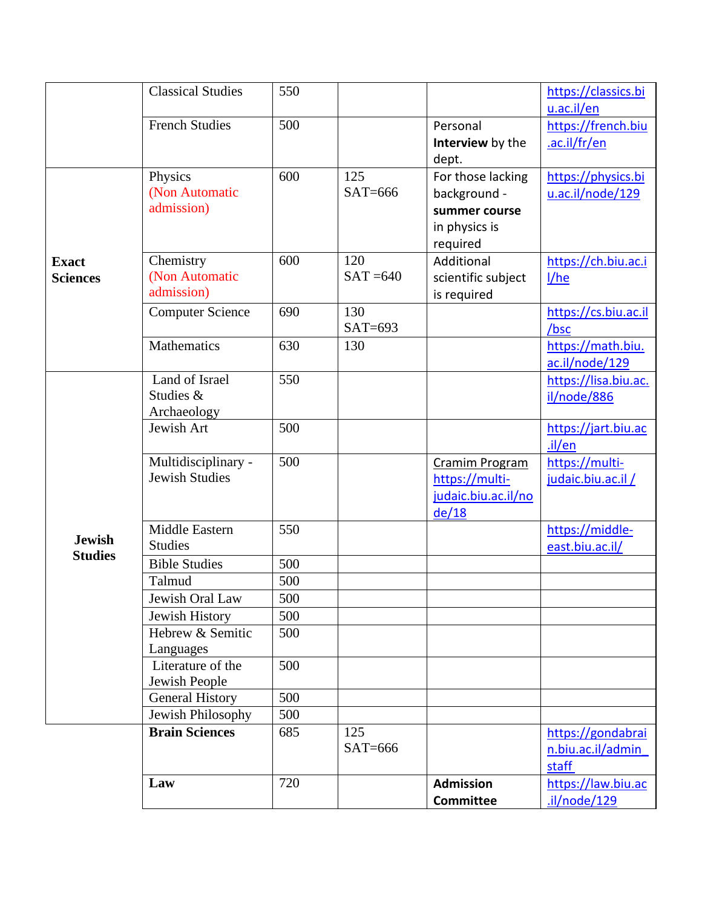| | | | | | |
|---|---|---|---|---|---|
| | Classical Studies | 550 | | | https://classics.biu.ac.il/en |
| | French Studies | 500 | | Personal **Interview** by the dept. | https://french.biu.ac.il/fr/en |
| **Exact Sciences** | Physics (Non Automatic admission) | 600 | 125 SAT=666 | For those lacking background - **summer course** in physics is required | https://physics.biu.ac.il/node/129 |
| | Chemistry (Non Automatic admission) | 600 | 120 SAT =640 | Additional scientific subject is required | https://ch.biu.ac.il/he |
| | Computer Science | 690 | 130 SAT=693 | | https://cs.biu.ac.il/bsc |
| | Mathematics | 630 | 130 | | https://math.biu.ac.il/node/129 |
| **Jewish Studies** | Land of Israel Studies & Archaeology | 550 | | | https://lisa.biu.ac.il/node/886 |
| | Jewish Art | 500 | | | https://jart.biu.ac.il/en |
| | Multidisciplinary - Jewish Studies | 500 | | Cramim Program https://multi-judaic.biu.ac.il/node/18 | https://multi-judaic.biu.ac.il / |
| | Middle Eastern Studies | 550 | | | https://middle-east.biu.ac.il/ |
| | Bible Studies | 500 | | | |
| | Talmud | 500 | | | |
| | Jewish Oral Law | 500 | | | |
| | Jewish History | 500 | | | |
| | Hebrew & Semitic Languages | 500 | | | |
| | Literature of the Jewish People | 500 | | | |
| | General History | 500 | | | |
| | Jewish Philosophy | 500 | | | |
| | **Brain Sciences** | 685 | 125 SAT=666 | | https://gondabrain.biu.ac.il/admin_staff |
| | **Law** | 720 | | **Admission Committee** | https://law.biu.ac.il/node/129 |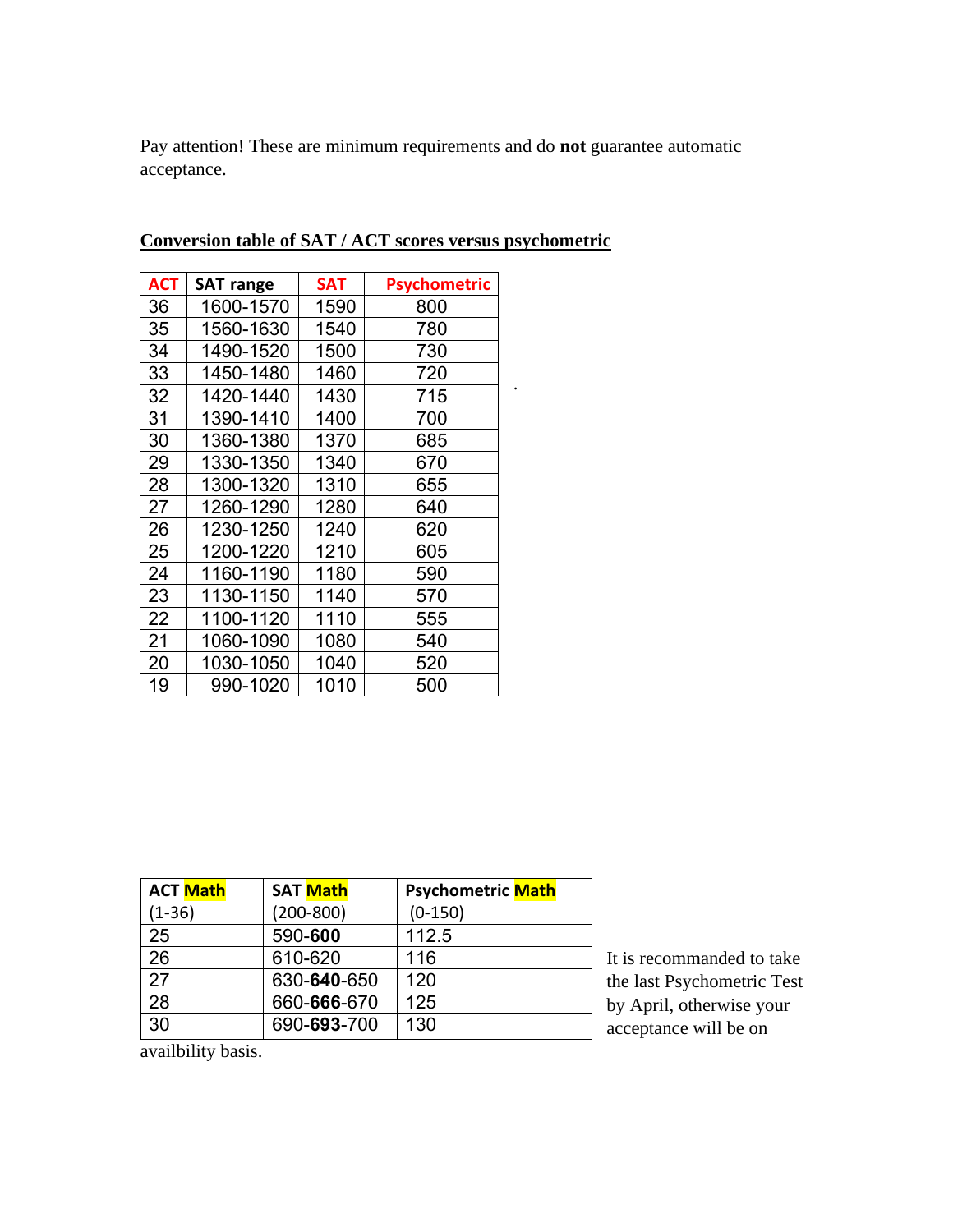Pay attention! These are minimum requirements and do **not** guarantee automatic acceptance.

**Conversion table of SAT / ACT scores versus psychometric**

| ACT | SAT range | SAT | Psychometric |
|---|---|---|---|
| 36 | 1600-1570 | 1590 | 800 |
| 35 | 1560-1630 | 1540 | 780 |
| 34 | 1490-1520 | 1500 | 730 |
| 33 | 1450-1480 | 1460 | 720 |
| 32 | 1420-1440 | 1430 | 715 |
| 31 | 1390-1410 | 1400 | 700 |
| 30 | 1360-1380 | 1370 | 685 |
| 29 | 1330-1350 | 1340 | 670 |
| 28 | 1300-1320 | 1310 | 655 |
| 27 | 1260-1290 | 1280 | 640 |
| 26 | 1230-1250 | 1240 | 620 |
| 25 | 1200-1220 | 1210 | 605 |
| 24 | 1160-1190 | 1180 | 590 |
| 23 | 1130-1150 | 1140 | 570 |
| 22 | 1100-1120 | 1110 | 555 |
| 21 | 1060-1090 | 1080 | 540 |
| 20 | 1030-1050 | 1040 | 520 |
| 19 | 990-1020 | 1010 | 500 |

| ACT Math (1-36) | SAT Math (200-800) | Psychometric Math (0-150) |
|---|---|---|
| 25 | 590-**600** | 112.5 |
| 26 | 610-620 | 116 |
| 27 | 630-**640**-650 | 120 |
| 28 | 660-**666**-670 | 125 |
| 30 | 690-**693**-700 | 130 |

It is recommanded to take the last Psychometric Test by April, otherwise your acceptance will be on availbility basis.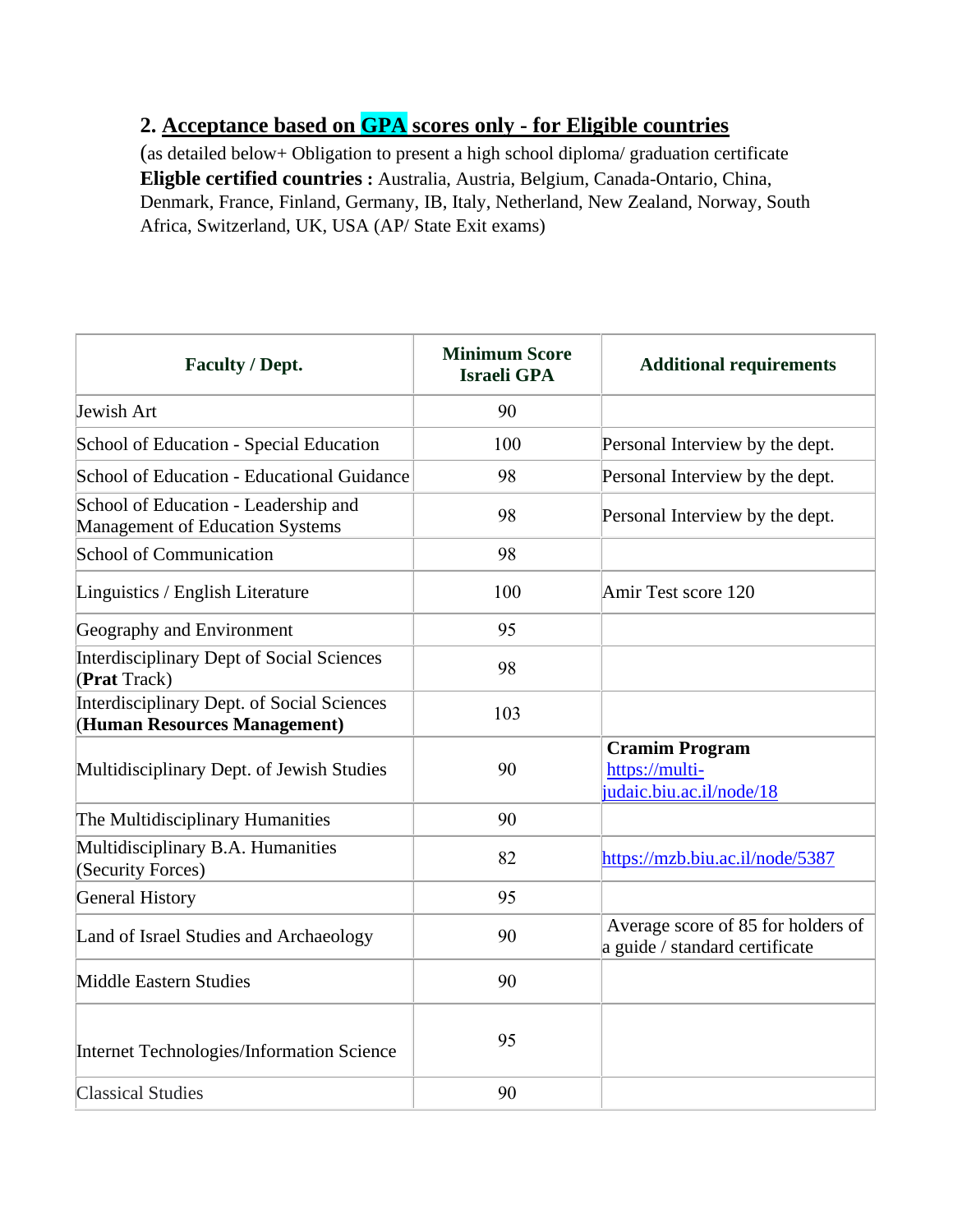## 2. Acceptance based on GPA scores only - for Eligible countries

(as detailed below+ Obligation to present a high school diploma/ graduation certificate

**Eligble certified countries :** Australia, Austria, Belgium, Canada-Ontario, China, Denmark, France, Finland, Germany, IB, Italy, Netherland, New Zealand, Norway, South Africa, Switzerland, UK, USA (AP/ State Exit exams)

| Faculty / Dept. | Minimum Score Israeli GPA | Additional requirements |
|---|---|---|
| Jewish Art | 90 | |
| School of Education - Special Education | 100 | Personal Interview by the dept. |
| School of Education - Educational Guidance | 98 | Personal Interview by the dept. |
| School of Education - Leadership and Management of Education Systems | 98 | Personal Interview by the dept. |
| School of Communication | 98 | |
| Linguistics / English Literature | 100 | Amir Test score 120 |
| Geography and Environment | 95 | |
| Interdisciplinary Dept of Social Sciences (**Prat** Track) | 98 | |
| Interdisciplinary Dept. of Social Sciences (**Human Resources Management)** | 103 | |
| Multidisciplinary Dept. of Jewish Studies | 90 | **Cramim Program** https://multi-judaic.biu.ac.il/node/18 |
| The Multidisciplinary Humanities | 90 | |
| Multidisciplinary B.A. Humanities (Security Forces) | 82 | https://mzb.biu.ac.il/node/5387 |
| General History | 95 | |
| Land of Israel Studies and Archaeology | 90 | Average score of 85 for holders of a guide / standard certificate |
| Middle Eastern Studies | 90 | |
| Internet Technologies/Information Science | 95 | |
| Classical Studies | 90 | |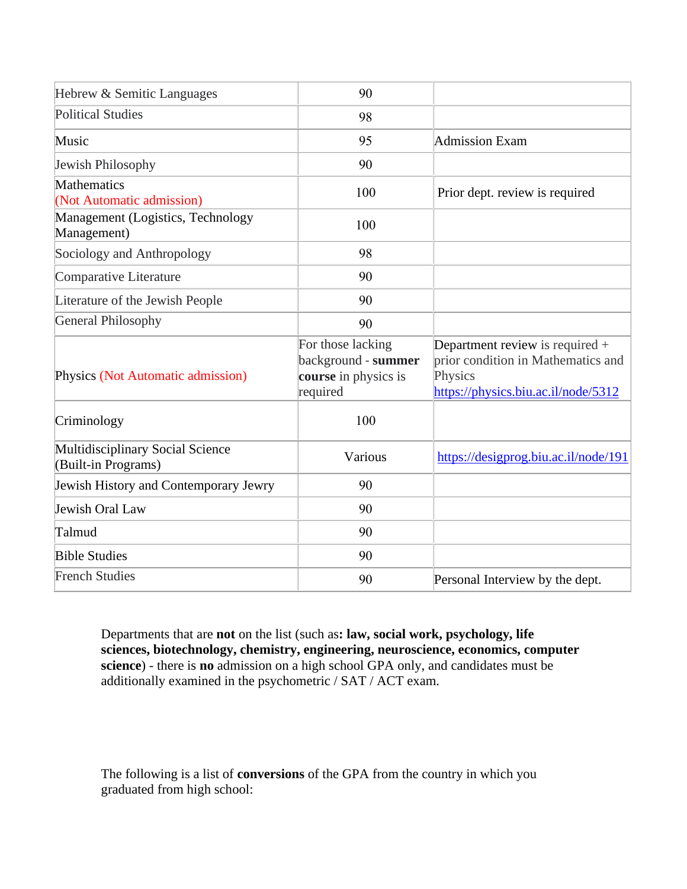| | | |
|---|---|---|
| Hebrew & Semitic Languages | 90 | |
| Political Studies | 98 | |
| Music | 95 | Admission Exam |
| Jewish Philosophy | 90 | |
| Mathematics (Not Automatic admission) | 100 | Prior dept. review is required |
| Management (Logistics, Technology Management) | 100 | |
| Sociology and Anthropology | 98 | |
| Comparative Literature | 90 | |
| Literature of the Jewish People | 90 | |
| General Philosophy | 90 | |
| Physics (Not Automatic admission) | For those lacking background - **summer course** in physics is required | Department review is required + prior condition in Mathematics and Physics https://physics.biu.ac.il/node/5312 |
| Criminology | 100 | |
| Multidisciplinary Social Science (Built-in Programs) | Various | https://desigprog.biu.ac.il/node/191 |
| Jewish History and Contemporary Jewry | 90 | |
| Jewish Oral Law | 90 | |
| Talmud | 90 | |
| Bible Studies | 90 | |
| French Studies | 90 | Personal Interview by the dept. |

Departments that are **not** on the list (such as**: law, social work, psychology, life sciences, biotechnology, chemistry, engineering, neuroscience, economics, computer science**) - there is **no** admission on a high school GPA only, and candidates must be additionally examined in the psychometric / SAT / ACT exam.

The following is a list of **conversions** of the GPA from the country in which you graduated from high school: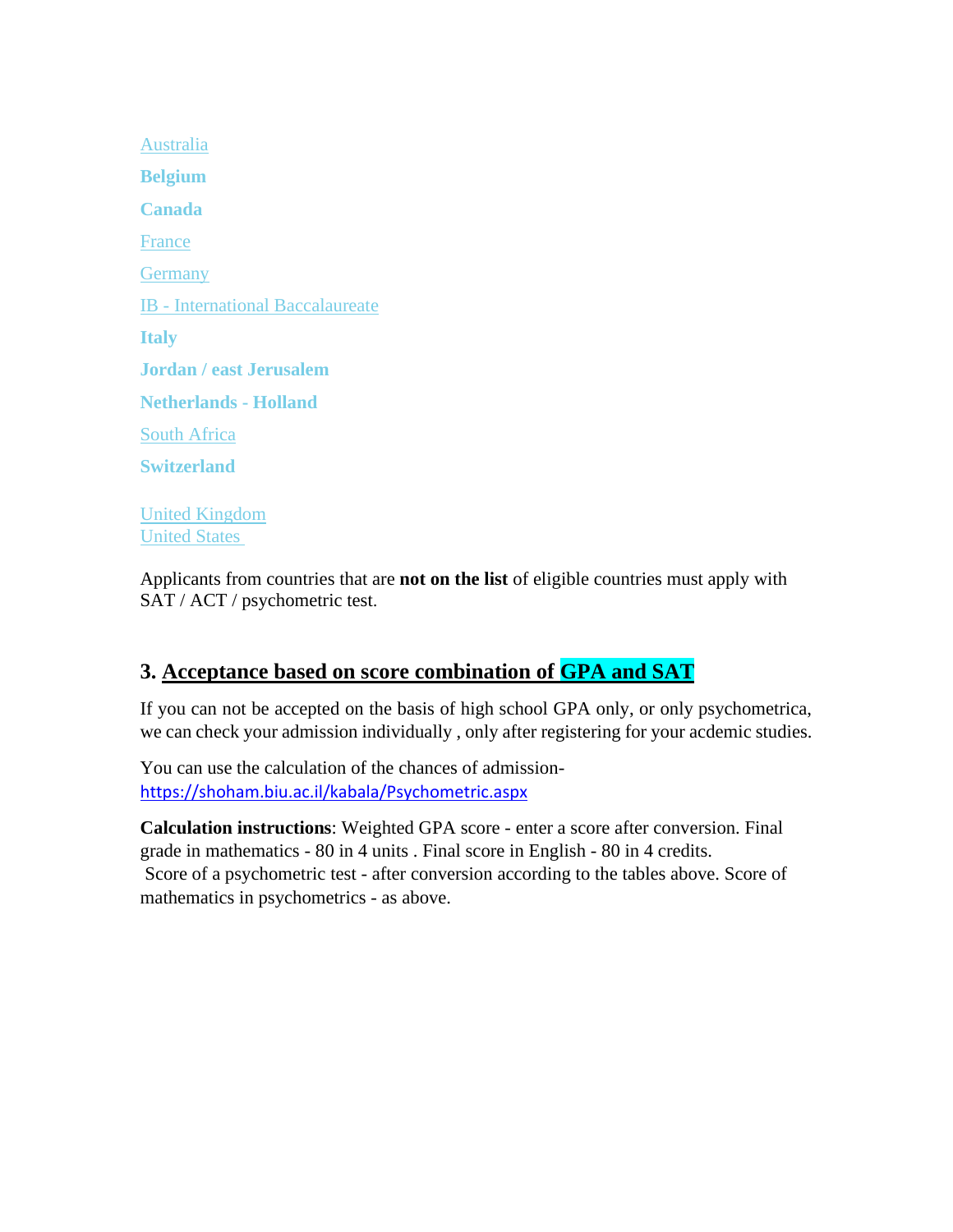Australia

**Belgium**

**Canada**

France

Germany

IB - International Baccalaureate

**Italy**

**Jordan / east Jerusalem**

**Netherlands - Holland**

South Africa

**Switzerland**

United Kingdom
United States

Applicants from countries that are **not on the list** of eligible countries must apply with SAT / ACT / psychometric test.

## 3. Acceptance based on score combination of GPA and SAT

If you can not be accepted on the basis of high school GPA only, or only psychometrica, we can check your admission individually , only after registering for your acdemic studies.

You can use the calculation of the chances of admission- https://shoham.biu.ac.il/kabala/Psychometric.aspx

**Calculation instructions**: Weighted GPA score - enter a score after conversion. Final grade in mathematics - 80 in 4 units . Final score in English - 80 in 4 credits.
Score of a psychometric test - after conversion according to the tables above. Score of mathematics in psychometrics - as above.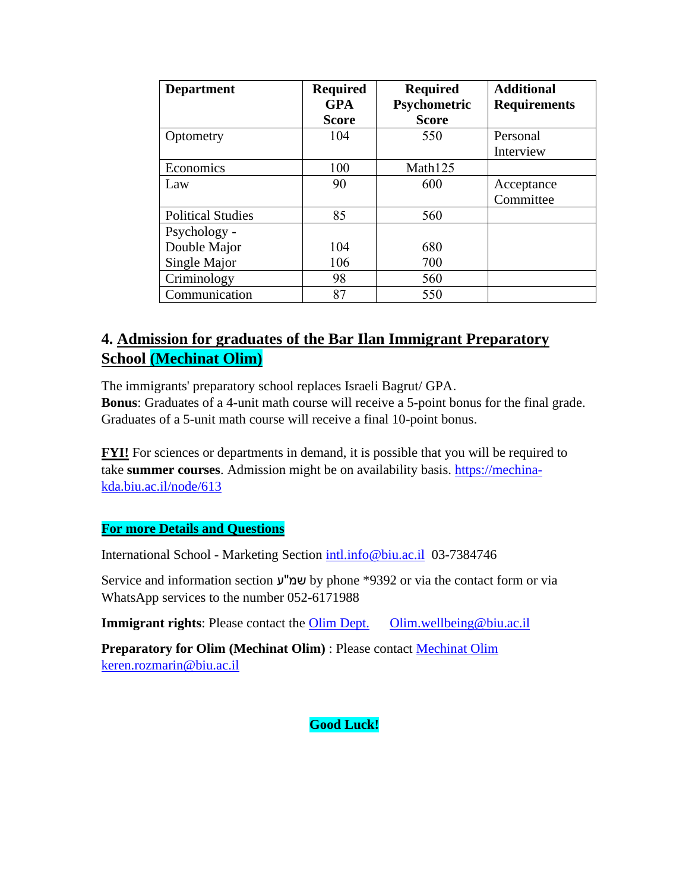| Department | Required GPA Score | Required Psychometric Score | Additional Requirements |
|---|---|---|---|
| Optometry | 104 | 550 | Personal Interview |
| Economics | 100 | Math125 | |
| Law | 90 | 600 | Acceptance Committee |
| Political Studies | 85 | 560 | |
| Psychology - Double Major Single Major | 104 106 | 680 700 | |
| Criminology | 98 | 560 | |
| Communication | 87 | 550 | |

## 4. Admission for graduates of the Bar Ilan Immigrant Preparatory School (Mechinat Olim)

The immigrants' preparatory school replaces Israeli Bagrut/ GPA.
**Bonus**: Graduates of a 4-unit math course will receive a 5-point bonus for the final grade. Graduates of a 5-unit math course will receive a final 10-point bonus.

**FYI!** For sciences or departments in demand, it is possible that you will be required to take **summer courses**. Admission might be on availability basis. https://mechina-kda.biu.ac.il/node/613

**For more Details and Questions**

International School - Marketing Section intl.info@biu.ac.il 03-7384746

Service and information section שמ"ע by phone *9392 or via the contact form or via WhatsApp services to the number 052-6171988

**Immigrant rights**: Please contact the Olim Dept. Olim.wellbeing@biu.ac.il

**Preparatory for Olim (Mechinat Olim)** : Please contact Mechinat Olim keren.rozmarin@biu.ac.il

**Good Luck!**